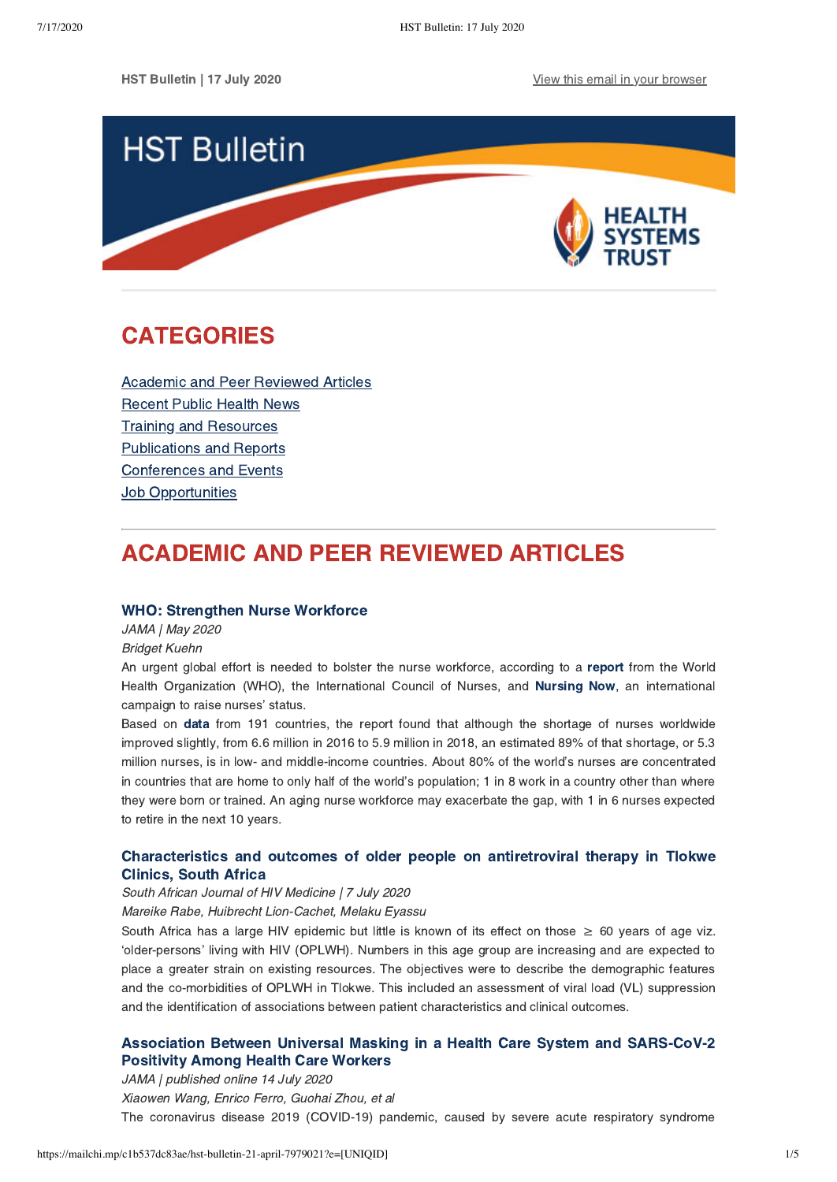HST Bulletin | 17 July 2020

View this email in your browser

# HST Bulletin

HEALTH SYSTEMS TRUST

## CATEGORIES

Academic and Peer Reviewed Articles
Recent Public Health News
Training and Resources
Publications and Reports
Conferences and Events
Job Opportunities

## ACADEMIC AND PEER REVIEWED ARTICLES

### WHO: Strengthen Nurse Workforce

*JAMA | May 2020*

*Bridget Kuehn*

An urgent global effort is needed to bolster the nurse workforce, according to a **report** from the World Health Organization (WHO), the International Council of Nurses, and **Nursing Now**, an international campaign to raise nurses' status.

Based on **data** from 191 countries, the report found that although the shortage of nurses worldwide improved slightly, from 6.6 million in 2016 to 5.9 million in 2018, an estimated 89% of that shortage, or 5.3 million nurses, is in low- and middle-income countries. About 80% of the world's nurses are concentrated in countries that are home to only half of the world's population; 1 in 8 work in a country other than where they were born or trained. An aging nurse workforce may exacerbate the gap, with 1 in 6 nurses expected to retire in the next 10 years.

### Characteristics and outcomes of older people on antiretroviral therapy in Tlokwe Clinics, South Africa

*South African Journal of HIV Medicine | 7 July 2020*

*Mareike Rabe, Huibrecht Lion-Cachet, Melaku Eyassu*

South Africa has a large HIV epidemic but little is known of its effect on those ≥ 60 years of age viz. 'older-persons' living with HIV (OPLWH). Numbers in this age group are increasing and are expected to place a greater strain on existing resources. The objectives were to describe the demographic features and the co-morbidities of OPLWH in Tlokwe. This included an assessment of viral load (VL) suppression and the identification of associations between patient characteristics and clinical outcomes.

### Association Between Universal Masking in a Health Care System and SARS-CoV-2 Positivity Among Health Care Workers

*JAMA | published online 14 July 2020*

*Xiaowen Wang, Enrico Ferro, Guohai Zhou, et al*

The coronavirus disease 2019 (COVID-19) pandemic, caused by severe acute respiratory syndrome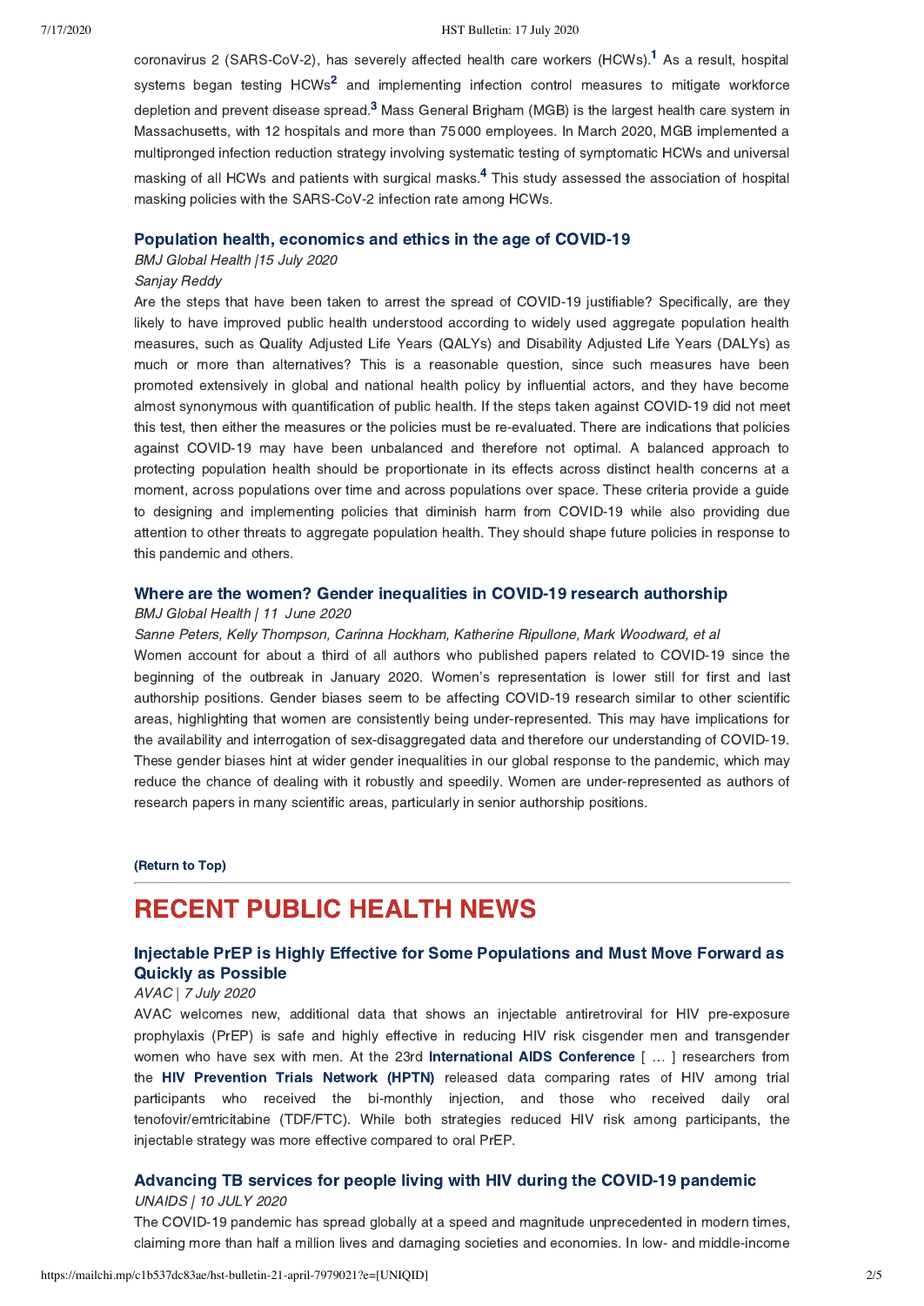coronavirus 2 (SARS-CoV-2), has severely affected health care workers (HCWs).[1] As a result, hospital systems began testing HCWs[2] and implementing infection control measures to mitigate workforce depletion and prevent disease spread.[3] Mass General Brigham (MGB) is the largest health care system in Massachusetts, with 12 hospitals and more than 75 000 employees. In March 2020, MGB implemented a multipronged infection reduction strategy involving systematic testing of symptomatic HCWs and universal masking of all HCWs and patients with surgical masks.[4] This study assessed the association of hospital masking policies with the SARS-CoV-2 infection rate among HCWs.

### Population health, economics and ethics in the age of COVID-19

*BMJ Global Health |15 July 2020*

*Sanjay Reddy*

Are the steps that have been taken to arrest the spread of COVID-19 justifiable? Specifically, are they likely to have improved public health understood according to widely used aggregate population health measures, such as Quality Adjusted Life Years (QALYs) and Disability Adjusted Life Years (DALYs) as much or more than alternatives? This is a reasonable question, since such measures have been promoted extensively in global and national health policy by influential actors, and they have become almost synonymous with quantification of public health. If the steps taken against COVID-19 did not meet this test, then either the measures or the policies must be re-evaluated. There are indications that policies against COVID-19 may have been unbalanced and therefore not optimal. A balanced approach to protecting population health should be proportionate in its effects across distinct health concerns at a moment, across populations over time and across populations over space. These criteria provide a guide to designing and implementing policies that diminish harm from COVID-19 while also providing due attention to other threats to aggregate population health. They should shape future policies in response to this pandemic and others.

### Where are the women? Gender inequalities in COVID-19 research authorship

*BMJ Global Health | 11 June 2020*

*Sanne Peters, Kelly Thompson, Carinna Hockham, Katherine Ripullone, Mark Woodward, et al*

Women account for about a third of all authors who published papers related to COVID-19 since the beginning of the outbreak in January 2020. Women's representation is lower still for first and last authorship positions. Gender biases seem to be affecting COVID-19 research similar to other scientific areas, highlighting that women are consistently being under-represented. This may have implications for the availability and interrogation of sex-disaggregated data and therefore our understanding of COVID-19. These gender biases hint at wider gender inequalities in our global response to the pandemic, which may reduce the chance of dealing with it robustly and speedily. Women are under-represented as authors of research papers in many scientific areas, particularly in senior authorship positions.

**(Return to Top)**

---

# RECENT PUBLIC HEALTH NEWS

### Injectable PrEP is Highly Effective for Some Populations and Must Move Forward as Quickly as Possible

*AVAC | 7 July 2020*

AVAC welcomes new, additional data that shows an injectable antiretroviral for HIV pre-exposure prophylaxis (PrEP) is safe and highly effective in reducing HIV risk cisgender men and transgender women who have sex with men. At the 23rd **International AIDS Conference** [ … ] researchers from the **HIV Prevention Trials Network (HPTN)** released data comparing rates of HIV among trial participants who received the bi-monthly injection, and those who received daily oral tenofovir/emtricitabine (TDF/FTC). While both strategies reduced HIV risk among participants, the injectable strategy was more effective compared to oral PrEP.

### Advancing TB services for people living with HIV during the COVID-19 pandemic

*UNAIDS | 10 JULY 2020*

The COVID-19 pandemic has spread globally at a speed and magnitude unprecedented in modern times, claiming more than half a million lives and damaging societies and economies. In low- and middle-income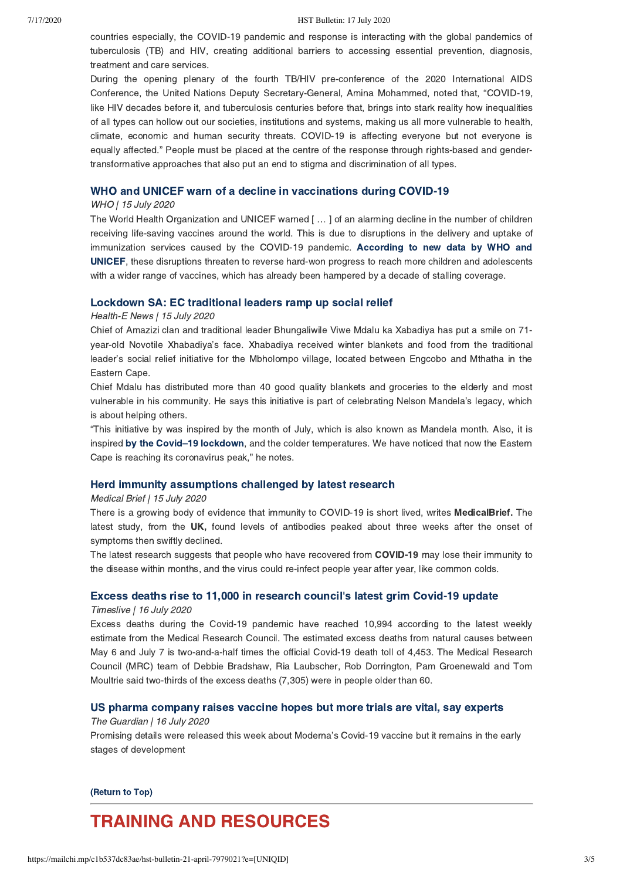countries especially, the COVID-19 pandemic and response is interacting with the global pandemics of tuberculosis (TB) and HIV, creating additional barriers to accessing essential prevention, diagnosis, treatment and care services.

During the opening plenary of the fourth TB/HIV pre-conference of the 2020 International AIDS Conference, the United Nations Deputy Secretary-General, Amina Mohammed, noted that, "COVID-19, like HIV decades before it, and tuberculosis centuries before that, brings into stark reality how inequalities of all types can hollow out our societies, institutions and systems, making us all more vulnerable to health, climate, economic and human security threats. COVID-19 is affecting everyone but not everyone is equally affected." People must be placed at the centre of the response through rights-based and gender-transformative approaches that also put an end to stigma and discrimination of all types.

### WHO and UNICEF warn of a decline in vaccinations during COVID-19

*WHO | 15 July 2020*

The World Health Organization and UNICEF warned [ … ] of an alarming decline in the number of children receiving life-saving vaccines around the world. This is due to disruptions in the delivery and uptake of immunization services caused by the COVID-19 pandemic. **According to new data by WHO and UNICEF**, these disruptions threaten to reverse hard-won progress to reach more children and adolescents with a wider range of vaccines, which has already been hampered by a decade of stalling coverage.

### Lockdown SA: EC traditional leaders ramp up social relief

*Health-E News | 15 July 2020*

Chief of Amazizi clan and traditional leader Bhungaliwile Viwe Mdalu ka Xabadiya has put a smile on 71-year-old Novotile Xhabadiya's face. Xhabadiya received winter blankets and food from the traditional leader's social relief initiative for the Mbholompo village, located between Engcobo and Mthatha in the Eastern Cape.

Chief Mdalu has distributed more than 40 good quality blankets and groceries to the elderly and most vulnerable in his community. He says this initiative is part of celebrating Nelson Mandela's legacy, which is about helping others.

"This initiative by was inspired by the month of July, which is also known as Mandela month. Also, it is inspired **by the Covid–19 lockdown**, and the colder temperatures. We have noticed that now the Eastern Cape is reaching its coronavirus peak," he notes.

### Herd immunity assumptions challenged by latest research

*Medical Brief | 15 July 2020*

There is a growing body of evidence that immunity to COVID-19 is short lived, writes **MedicalBrief.** The latest study, from the **UK,** found levels of antibodies peaked about three weeks after the onset of symptoms then swiftly declined.

The latest research suggests that people who have recovered from **COVID-19** may lose their immunity to the disease within months, and the virus could re-infect people year after year, like common colds.

### Excess deaths rise to 11,000 in research council's latest grim Covid-19 update

*Timeslive | 16 July 2020*

Excess deaths during the Covid-19 pandemic have reached 10,994 according to the latest weekly estimate from the Medical Research Council. The estimated excess deaths from natural causes between May 6 and July 7 is two-and-a-half times the official Covid-19 death toll of 4,453. The Medical Research Council (MRC) team of Debbie Bradshaw, Ria Laubscher, Rob Dorrington, Pam Groenewald and Tom Moultrie said two-thirds of the excess deaths (7,305) were in people older than 60.

### US pharma company raises vaccine hopes but more trials are vital, say experts

*The Guardian | 16 July 2020*

Promising details were released this week about Moderna's Covid-19 vaccine but it remains in the early stages of development

**(Return to Top)**

# TRAINING AND RESOURCES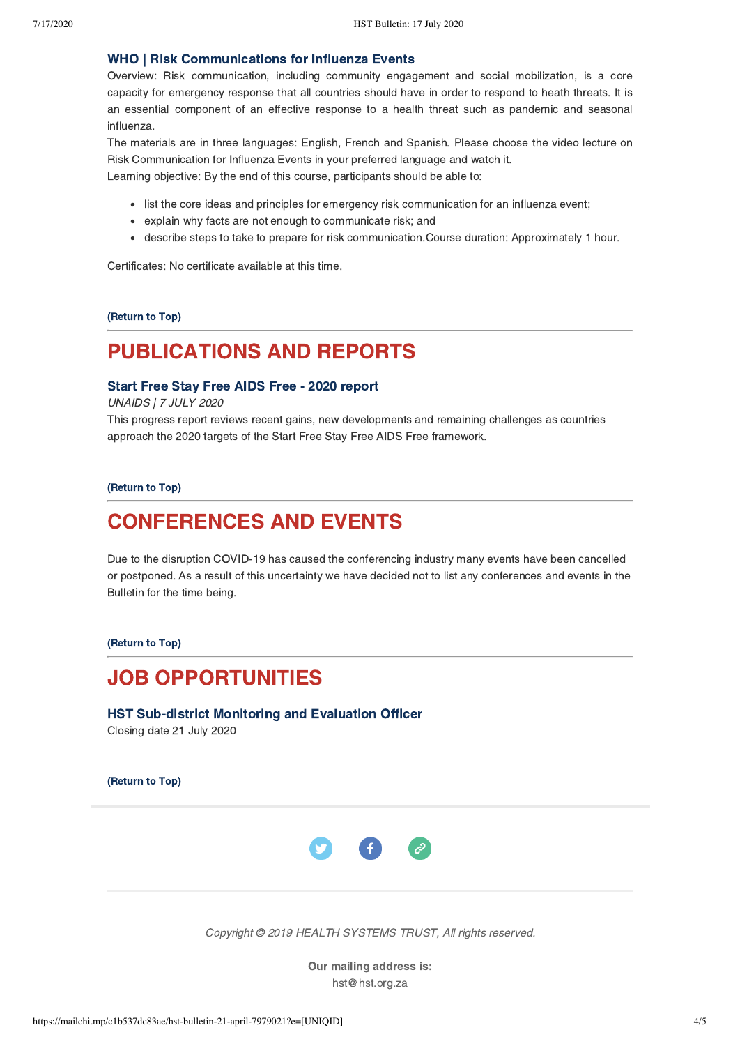### WHO | Risk Communications for Influenza Events

Overview: Risk communication, including community engagement and social mobilization, is a core capacity for emergency response that all countries should have in order to respond to heath threats. It is an essential component of an effective response to a health threat such as pandemic and seasonal influenza.

The materials are in three languages: English, French and Spanish. Please choose the video lecture on Risk Communication for Influenza Events in your preferred language and watch it.

Learning objective: By the end of this course, participants should be able to:

- list the core ideas and principles for emergency risk communication for an influenza event;
- explain why facts are not enough to communicate risk; and
- describe steps to take to prepare for risk communication.Course duration: Approximately 1 hour.

Certificates: No certificate available at this time.

**(Return to Top)**

---

# PUBLICATIONS AND REPORTS

### Start Free Stay Free AIDS Free - 2020 report

*UNAIDS | 7 JULY 2020*

This progress report reviews recent gains, new developments and remaining challenges as countries approach the 2020 targets of the Start Free Stay Free AIDS Free framework.

**(Return to Top)**

---

# CONFERENCES AND EVENTS

Due to the disruption COVID-19 has caused the conferencing industry many events have been cancelled or postponed. As a result of this uncertainty we have decided not to list any conferences and events in the Bulletin for the time being.

**(Return to Top)**

---

# JOB OPPORTUNITIES

### HST Sub-district Monitoring and Evaluation Officer

Closing date 21 July 2020

**(Return to Top)**

---

*Copyright © 2019 HEALTH SYSTEMS TRUST, All rights reserved.*

**Our mailing address is:**

hst@hst.org.za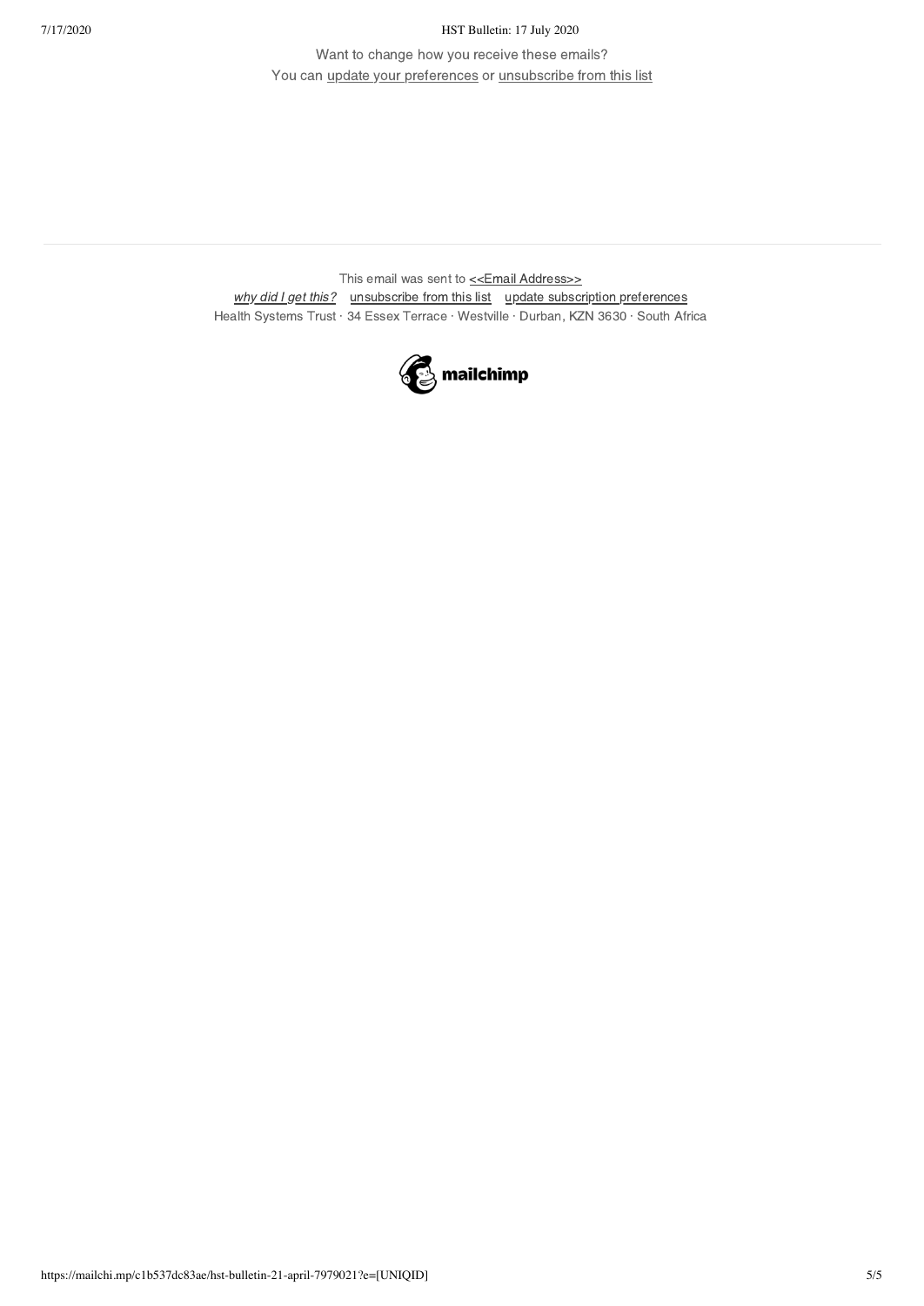Want to change how you receive these emails?
You can update your preferences or unsubscribe from this list

---

This email was sent to <<Email Address>>
*why did I get this?* unsubscribe from this list update subscription preferences
Health Systems Trust · 34 Essex Terrace · Westville · Durban, KZN 3630 · South Africa

mailchimp